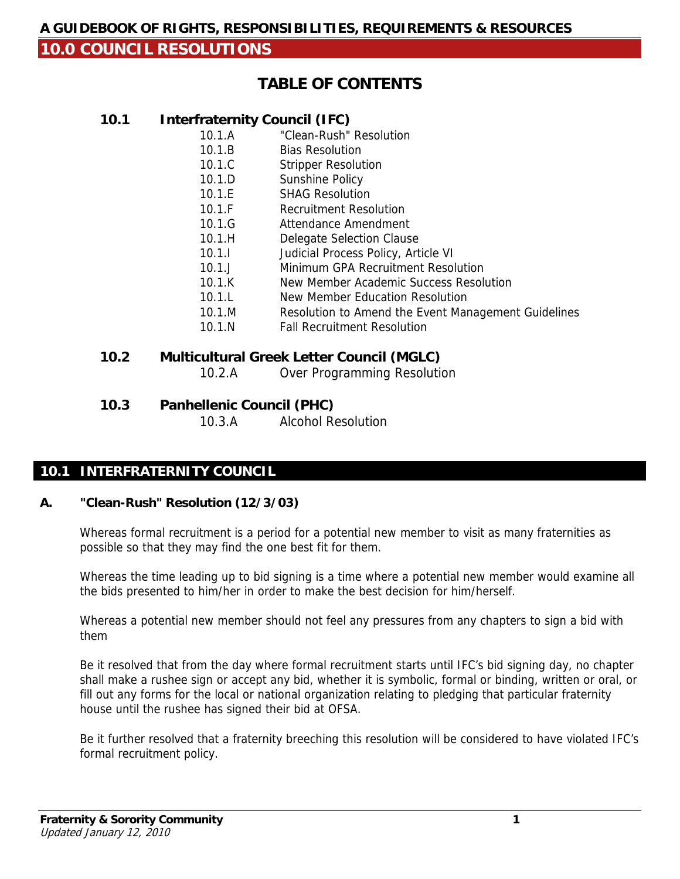# A GUIDEBOOK OF RIGHTS, RESPONSIBILITIES, REQUIREMENTS & RESOURCES

## 10.0 COUNCIL RESOLUTIONS

### TABLE OF CONTENTS

**10.1 Interfraternity Council (IFC)**

- 10.1.A "Clean-Rush" Resolution
- 10.1.B Bias Resolution
- 10.1.C Stripper Resolution
- 10.1.D Sunshine Policy
- 10.1.E SHAG Resolution
- 10.1.F Recruitment Resolution
- 10.1.G Attendance Amendment
- 10.1.H Delegate Selection Clause
- 10.1.I Judicial Process Policy, Article VI
- 10.1.J Minimum GPA Recruitment Resolution
- 10.1.K New Member Academic Success Resolution
- 10.1.L New Member Education Resolution
- 10.1.M Resolution to Amend the Event Management Guidelines
- 10.1.N Fall Recruitment Resolution

**10.2 Multicultural Greek Letter Council (MGLC)**

- 10.2.A Over Programming Resolution

**10.3 Panhellenic Council (PHC)**

- 10.3.A Alcohol Resolution

## 10.1 INTERFRATERNITY COUNCIL

### A. "Clean-Rush" Resolution (12/3/03)

Whereas formal recruitment is a period for a potential new member to visit as many fraternities as possible so that they may find the one best fit for them.

Whereas the time leading up to bid signing is a time where a potential new member would examine all the bids presented to him/her in order to make the best decision for him/herself.

Whereas a potential new member should not feel any pressures from any chapters to sign a bid with them

Be it resolved that from the day where formal recruitment starts until IFC's bid signing day, no chapter shall make a rushee sign or accept any bid, whether it is symbolic, formal or binding, written or oral, or fill out any forms for the local or national organization relating to pledging that particular fraternity house until the rushee has signed their bid at OFSA.

Be it further resolved that a fraternity breeching this resolution will be considered to have violated IFC's formal recruitment policy.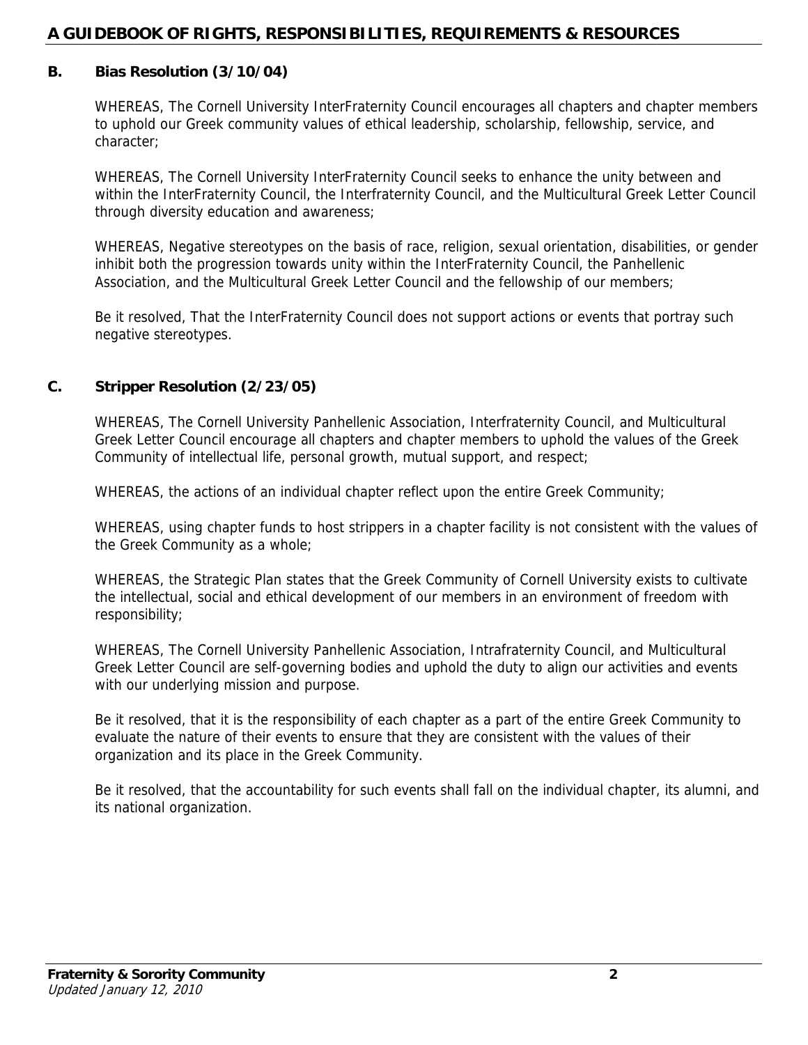### B. Bias Resolution (3/10/04)

WHEREAS, The Cornell University InterFraternity Council encourages all chapters and chapter members to uphold our Greek community values of ethical leadership, scholarship, fellowship, service, and character;

WHEREAS, The Cornell University InterFraternity Council seeks to enhance the unity between and within the InterFraternity Council, the Interfraternity Council, and the Multicultural Greek Letter Council through diversity education and awareness;

WHEREAS, Negative stereotypes on the basis of race, religion, sexual orientation, disabilities, or gender inhibit both the progression towards unity within the InterFraternity Council, the Panhellenic Association, and the Multicultural Greek Letter Council and the fellowship of our members;

Be it resolved, That the InterFraternity Council does not support actions or events that portray such negative stereotypes.

### C. Stripper Resolution (2/23/05)

WHEREAS, The Cornell University Panhellenic Association, Interfraternity Council, and Multicultural Greek Letter Council encourage all chapters and chapter members to uphold the values of the Greek Community of intellectual life, personal growth, mutual support, and respect;

WHEREAS, the actions of an individual chapter reflect upon the entire Greek Community;

WHEREAS, using chapter funds to host strippers in a chapter facility is not consistent with the values of the Greek Community as a whole;

WHEREAS, the Strategic Plan states that the Greek Community of Cornell University exists to cultivate the intellectual, social and ethical development of our members in an environment of freedom with responsibility;

WHEREAS, The Cornell University Panhellenic Association, Intrafraternity Council, and Multicultural Greek Letter Council are self-governing bodies and uphold the duty to align our activities and events with our underlying mission and purpose.

Be it resolved, that it is the responsibility of each chapter as a part of the entire Greek Community to evaluate the nature of their events to ensure that they are consistent with the values of their organization and its place in the Greek Community.

Be it resolved, that the accountability for such events shall fall on the individual chapter, its alumni, and its national organization.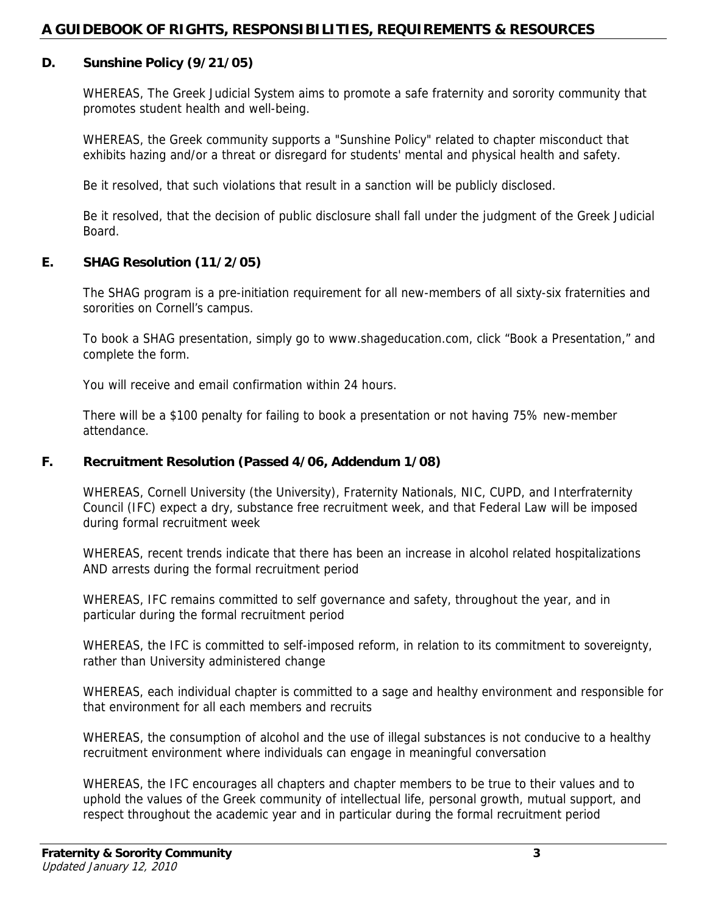### D. Sunshine Policy (9/21/05)

WHEREAS, The Greek Judicial System aims to promote a safe fraternity and sorority community that promotes student health and well-being.

WHEREAS, the Greek community supports a "Sunshine Policy" related to chapter misconduct that exhibits hazing and/or a threat or disregard for students' mental and physical health and safety.

Be it resolved, that such violations that result in a sanction will be publicly disclosed.

Be it resolved, that the decision of public disclosure shall fall under the judgment of the Greek Judicial Board.

### E. SHAG Resolution (11/2/05)

The SHAG program is a pre-initiation requirement for all new-members of all sixty-six fraternities and sororities on Cornell's campus.

To book a SHAG presentation, simply go to www.shageducation.com, click "Book a Presentation," and complete the form.

You will receive and email confirmation within 24 hours.

There will be a $100 penalty for failing to book a presentation or not having 75% new-member attendance.

### F. Recruitment Resolution (Passed 4/06, Addendum 1/08)

WHEREAS, Cornell University (the University), Fraternity Nationals, NIC, CUPD, and Interfraternity Council (IFC) expect a dry, substance free recruitment week, and that Federal Law will be imposed during formal recruitment week

WHEREAS, recent trends indicate that there has been an increase in alcohol related hospitalizations AND arrests during the formal recruitment period

WHEREAS, IFC remains committed to self governance and safety, throughout the year, and in particular during the formal recruitment period

WHEREAS, the IFC is committed to self-imposed reform, in relation to its commitment to sovereignty, rather than University administered change

WHEREAS, each individual chapter is committed to a sage and healthy environment and responsible for that environment for all each members and recruits

WHEREAS, the consumption of alcohol and the use of illegal substances is not conducive to a healthy recruitment environment where individuals can engage in meaningful conversation

WHEREAS, the IFC encourages all chapters and chapter members to be true to their values and to uphold the values of the Greek community of intellectual life, personal growth, mutual support, and respect throughout the academic year and in particular during the formal recruitment period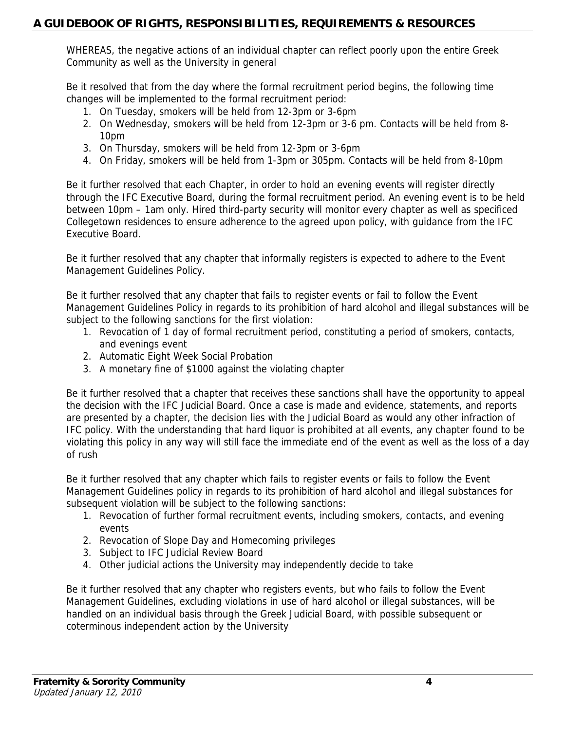WHEREAS, the negative actions of an individual chapter can reflect poorly upon the entire Greek Community as well as the University in general

Be it resolved that from the day where the formal recruitment period begins, the following time changes will be implemented to the formal recruitment period:

1. On Tuesday, smokers will be held from 12-3pm or 3-6pm
2. On Wednesday, smokers will be held from 12-3pm or 3-6 pm. Contacts will be held from 8-10pm
3. On Thursday, smokers will be held from 12-3pm or 3-6pm
4. On Friday, smokers will be held from 1-3pm or 305pm. Contacts will be held from 8-10pm

Be it further resolved that each Chapter, in order to hold an evening events will register directly through the IFC Executive Board, during the formal recruitment period. An evening event is to be held between 10pm – 1am only. Hired third-party security will monitor every chapter as well as specificed Collegetown residences to ensure adherence to the agreed upon policy, with guidance from the IFC Executive Board.

Be it further resolved that any chapter that informally registers is expected to adhere to the Event Management Guidelines Policy.

Be it further resolved that any chapter that fails to register events or fail to follow the Event Management Guidelines Policy in regards to its prohibition of hard alcohol and illegal substances will be subject to the following sanctions for the first violation:

1. Revocation of 1 day of formal recruitment period, constituting a period of smokers, contacts, and evenings event
2. Automatic Eight Week Social Probation
3. A monetary fine of $1000 against the violating chapter

Be it further resolved that a chapter that receives these sanctions shall have the opportunity to appeal the decision with the IFC Judicial Board. Once a case is made and evidence, statements, and reports are presented by a chapter, the decision lies with the Judicial Board as would any other infraction of IFC policy. With the understanding that hard liquor is prohibited at all events, any chapter found to be violating this policy in any way will still face the immediate end of the event as well as the loss of a day of rush

Be it further resolved that any chapter which fails to register events or fails to follow the Event Management Guidelines policy in regards to its prohibition of hard alcohol and illegal substances for subsequent violation will be subject to the following sanctions:

1. Revocation of further formal recruitment events, including smokers, contacts, and evening events
2. Revocation of Slope Day and Homecoming privileges
3. Subject to IFC Judicial Review Board
4. Other judicial actions the University may independently decide to take

Be it further resolved that any chapter who registers events, but who fails to follow the Event Management Guidelines, excluding violations in use of hard alcohol or illegal substances, will be handled on an individual basis through the Greek Judicial Board, with possible subsequent or coterminous independent action by the University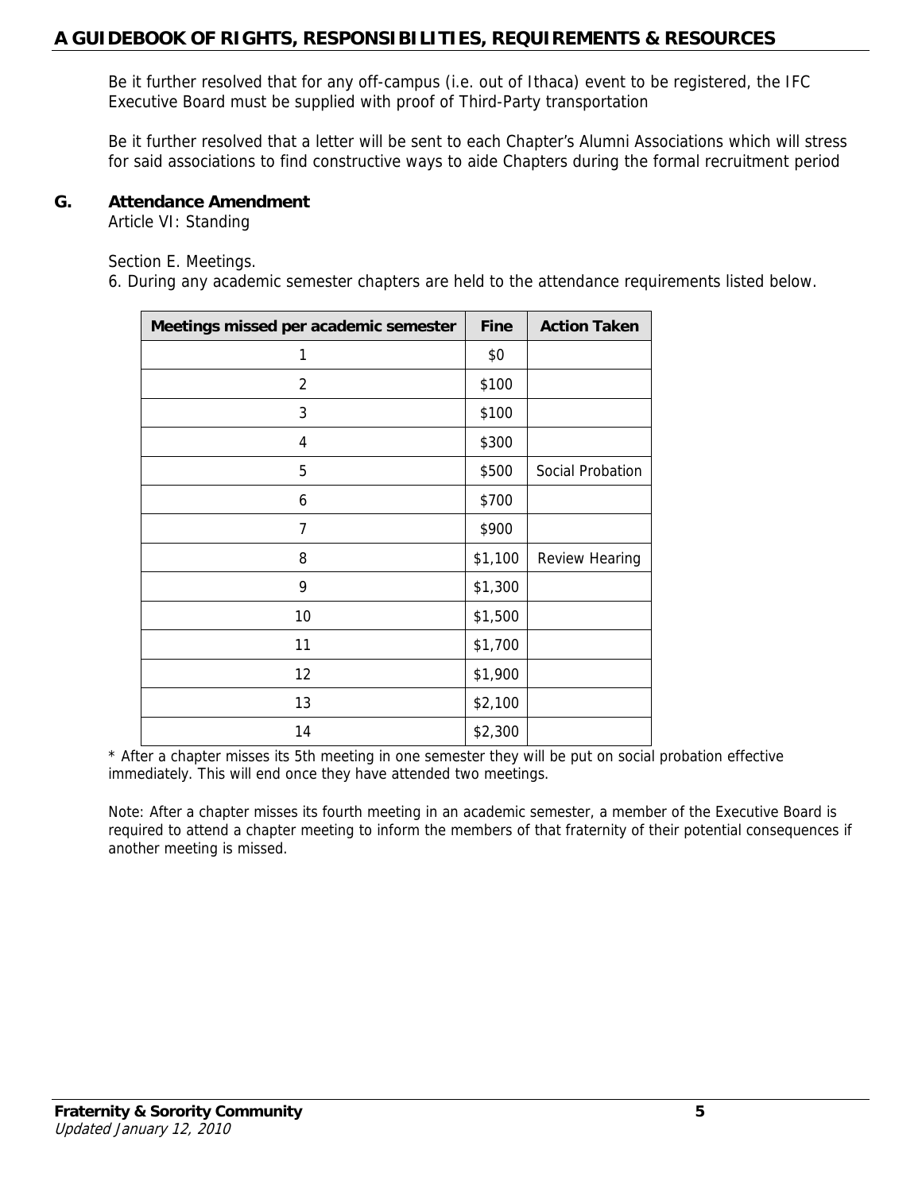Be it further resolved that for any off-campus (i.e. out of Ithaca) event to be registered, the IFC Executive Board must be supplied with proof of Third-Party transportation

Be it further resolved that a letter will be sent to each Chapter's Alumni Associations which will stress for said associations to find constructive ways to aide Chapters during the formal recruitment period

## G. Attendance Amendment

Article VI: Standing

Section E. Meetings.

6. During any academic semester chapters are held to the attendance requirements listed below.

| Meetings missed per academic semester | Fine | Action Taken |
|---|---|---|
| 1 | $0 | |
| 2 | $100 | |
| 3 | $100 | |
| 4 | $300 | |
| 5 | $500 | Social Probation |
| 6 | $700 | |
| 7 | $900 | |
| 8 | $1,100 | Review Hearing |
| 9 | $1,300 | |
| 10 | $1,500 | |
| 11 | $1,700 | |
| 12 | $1,900 | |
| 13 | $2,100 | |
| 14 | $2,300 | |

* After a chapter misses its 5th meeting in one semester they will be put on social probation effective immediately. This will end once they have attended two meetings.

Note: After a chapter misses its fourth meeting in an academic semester, a member of the Executive Board is required to attend a chapter meeting to inform the members of that fraternity of their potential consequences if another meeting is missed.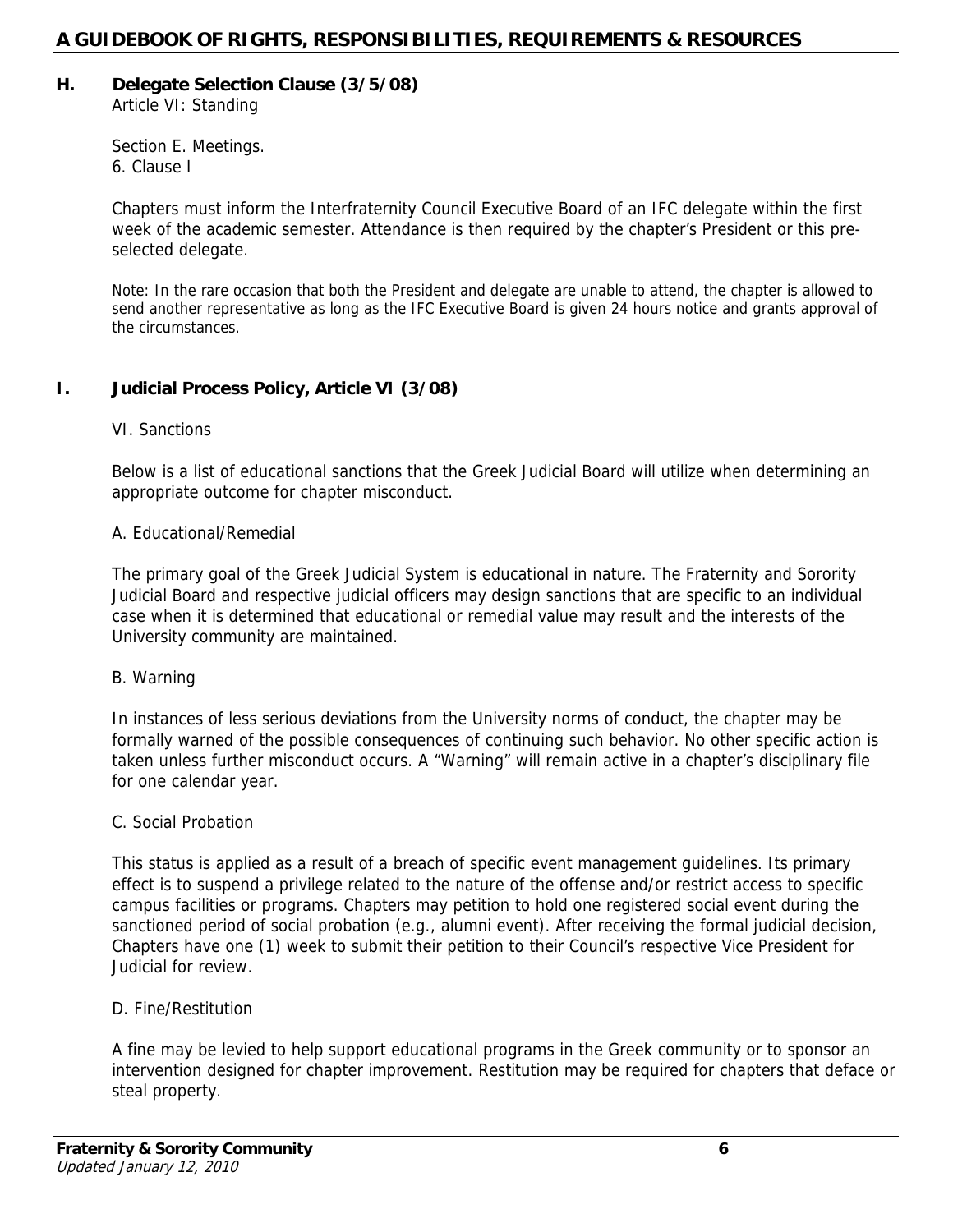## H. Delegate Selection Clause (3/5/08)

Article VI: Standing

Section E. Meetings.
6. Clause I

Chapters must inform the Interfraternity Council Executive Board of an IFC delegate within the first week of the academic semester. Attendance is then required by the chapter's President or this pre-selected delegate.

Note: In the rare occasion that both the President and delegate are unable to attend, the chapter is allowed to send another representative as long as the IFC Executive Board is given 24 hours notice and grants approval of the circumstances.

## I. Judicial Process Policy, Article VI (3/08)

VI. Sanctions

Below is a list of educational sanctions that the Greek Judicial Board will utilize when determining an appropriate outcome for chapter misconduct.

A. Educational/Remedial

The primary goal of the Greek Judicial System is educational in nature. The Fraternity and Sorority Judicial Board and respective judicial officers may design sanctions that are specific to an individual case when it is determined that educational or remedial value may result and the interests of the University community are maintained.

B. Warning

In instances of less serious deviations from the University norms of conduct, the chapter may be formally warned of the possible consequences of continuing such behavior. No other specific action is taken unless further misconduct occurs. A "Warning" will remain active in a chapter's disciplinary file for one calendar year.

C. Social Probation

This status is applied as a result of a breach of specific event management guidelines. Its primary effect is to suspend a privilege related to the nature of the offense and/or restrict access to specific campus facilities or programs. Chapters may petition to hold one registered social event during the sanctioned period of social probation (e.g., alumni event). After receiving the formal judicial decision, Chapters have one (1) week to submit their petition to their Council's respective Vice President for Judicial for review.

D. Fine/Restitution

A fine may be levied to help support educational programs in the Greek community or to sponsor an intervention designed for chapter improvement. Restitution may be required for chapters that deface or steal property.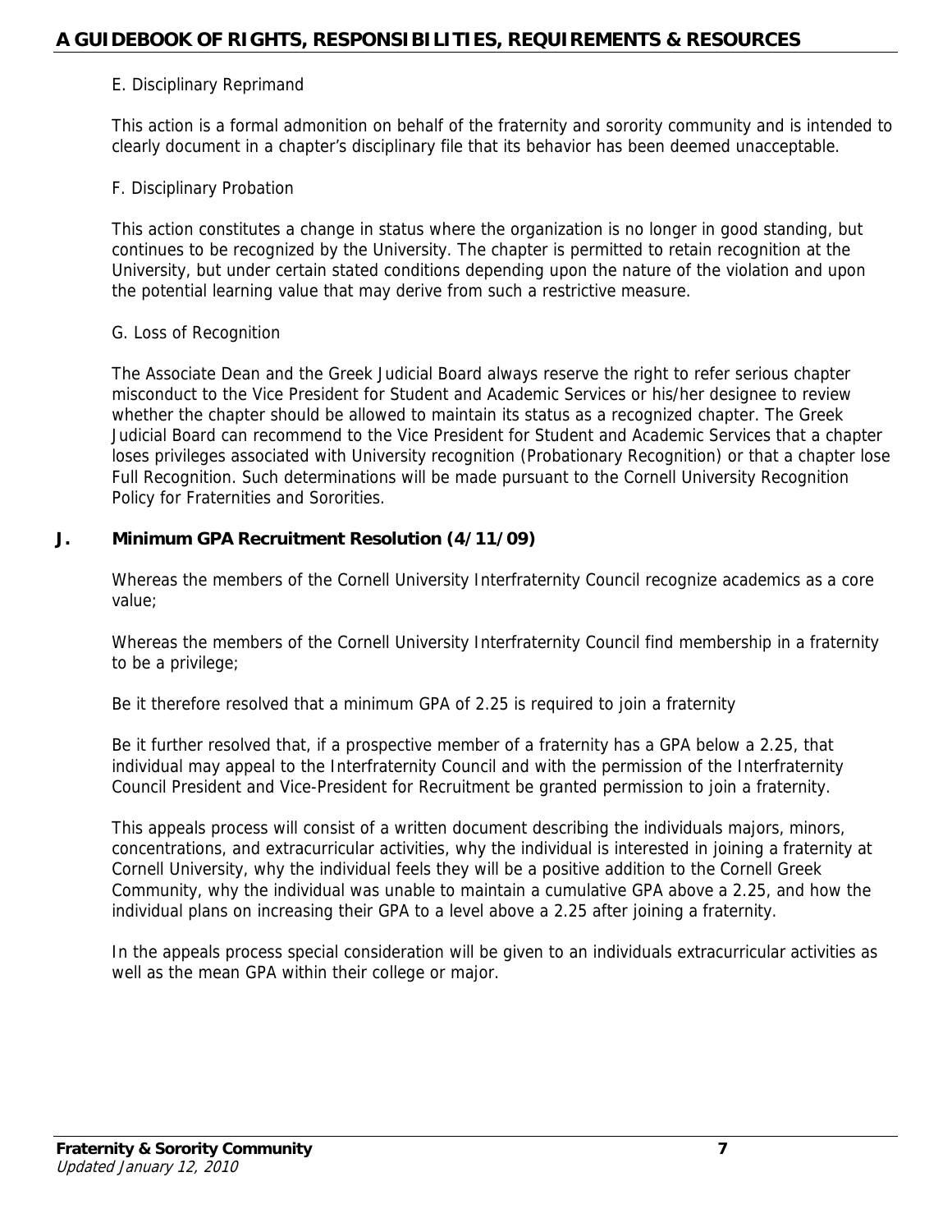E. Disciplinary Reprimand

This action is a formal admonition on behalf of the fraternity and sorority community and is intended to clearly document in a chapter's disciplinary file that its behavior has been deemed unacceptable.

F. Disciplinary Probation

This action constitutes a change in status where the organization is no longer in good standing, but continues to be recognized by the University. The chapter is permitted to retain recognition at the University, but under certain stated conditions depending upon the nature of the violation and upon the potential learning value that may derive from such a restrictive measure.

G. Loss of Recognition

The Associate Dean and the Greek Judicial Board always reserve the right to refer serious chapter misconduct to the Vice President for Student and Academic Services or his/her designee to review whether the chapter should be allowed to maintain its status as a recognized chapter. The Greek Judicial Board can recommend to the Vice President for Student and Academic Services that a chapter loses privileges associated with University recognition (Probationary Recognition) or that a chapter lose Full Recognition. Such determinations will be made pursuant to the Cornell University Recognition Policy for Fraternities and Sororities.

## J. Minimum GPA Recruitment Resolution (4/11/09)

Whereas the members of the Cornell University Interfraternity Council recognize academics as a core value;

Whereas the members of the Cornell University Interfraternity Council find membership in a fraternity to be a privilege;

Be it therefore resolved that a minimum GPA of 2.25 is required to join a fraternity

Be it further resolved that, if a prospective member of a fraternity has a GPA below a 2.25, that individual may appeal to the Interfraternity Council and with the permission of the Interfraternity Council President and Vice-President for Recruitment be granted permission to join a fraternity.

This appeals process will consist of a written document describing the individuals majors, minors, concentrations, and extracurricular activities, why the individual is interested in joining a fraternity at Cornell University, why the individual feels they will be a positive addition to the Cornell Greek Community, why the individual was unable to maintain a cumulative GPA above a 2.25, and how the individual plans on increasing their GPA to a level above a 2.25 after joining a fraternity.

In the appeals process special consideration will be given to an individuals extracurricular activities as well as the mean GPA within their college or major.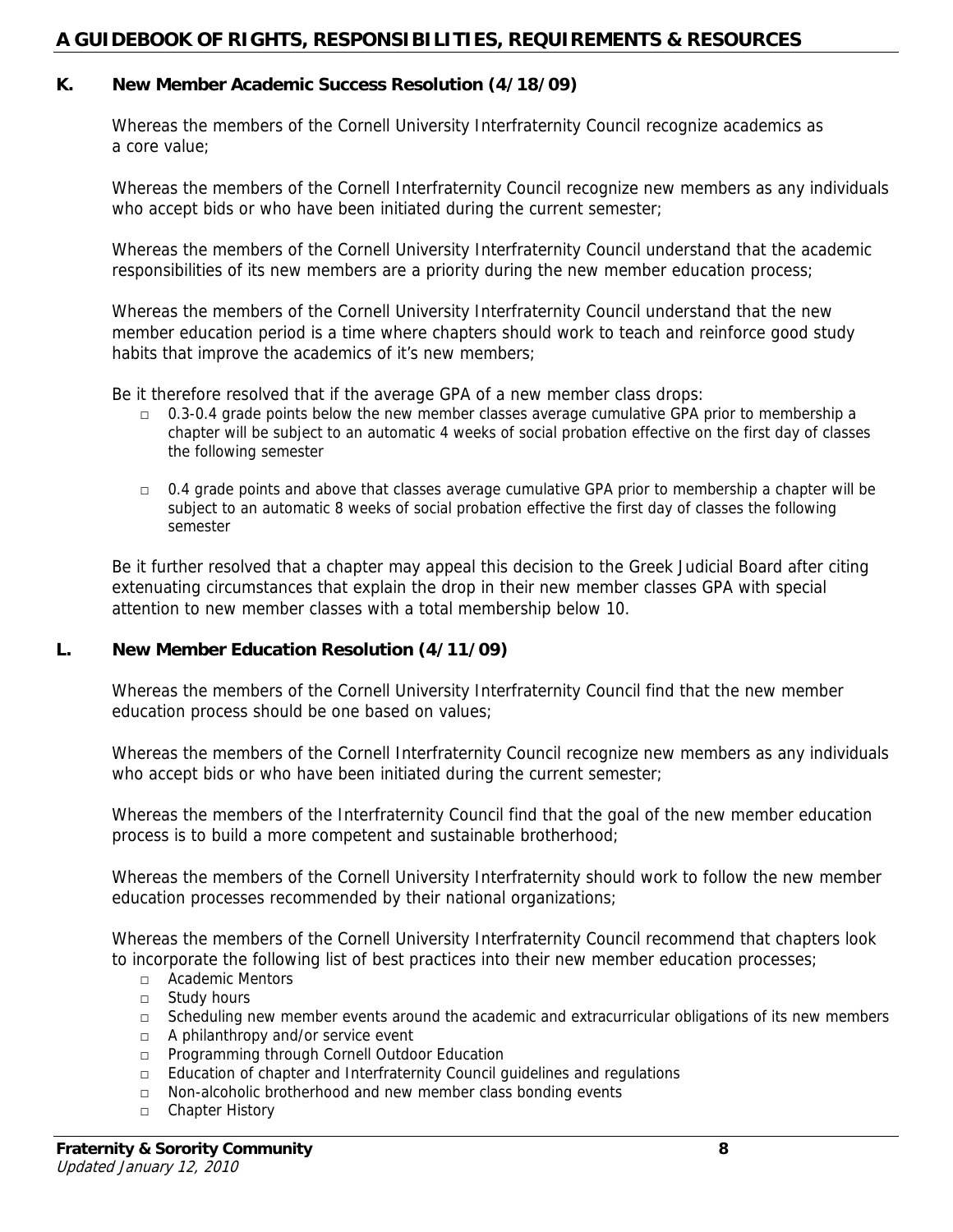### K. New Member Academic Success Resolution (4/18/09)

Whereas the members of the Cornell University Interfraternity Council recognize academics as a core value;

Whereas the members of the Cornell Interfraternity Council recognize new members as any individuals who accept bids or who have been initiated during the current semester;

Whereas the members of the Cornell University Interfraternity Council understand that the academic responsibilities of its new members are a priority during the new member education process;

Whereas the members of the Cornell University Interfraternity Council understand that the new member education period is a time where chapters should work to teach and reinforce good study habits that improve the academics of it's new members;

Be it therefore resolved that if the average GPA of a new member class drops:

- 0.3-0.4 grade points below the new member classes average cumulative GPA prior to membership a chapter will be subject to an automatic 4 weeks of social probation effective on the first day of classes the following semester
- 0.4 grade points and above that classes average cumulative GPA prior to membership a chapter will be subject to an automatic 8 weeks of social probation effective the first day of classes the following semester

Be it further resolved that a chapter may appeal this decision to the Greek Judicial Board after citing extenuating circumstances that explain the drop in their new member classes GPA with special attention to new member classes with a total membership below 10.

### L. New Member Education Resolution (4/11/09)

Whereas the members of the Cornell University Interfraternity Council find that the new member education process should be one based on values;

Whereas the members of the Cornell Interfraternity Council recognize new members as any individuals who accept bids or who have been initiated during the current semester;

Whereas the members of the Interfraternity Council find that the goal of the new member education process is to build a more competent and sustainable brotherhood;

Whereas the members of the Cornell University Interfraternity should work to follow the new member education processes recommended by their national organizations;

Whereas the members of the Cornell University Interfraternity Council recommend that chapters look to incorporate the following list of best practices into their new member education processes;

- Academic Mentors
- Study hours
- Scheduling new member events around the academic and extracurricular obligations of its new members
- A philanthropy and/or service event
- Programming through Cornell Outdoor Education
- Education of chapter and Interfraternity Council guidelines and regulations
- Non-alcoholic brotherhood and new member class bonding events
- Chapter History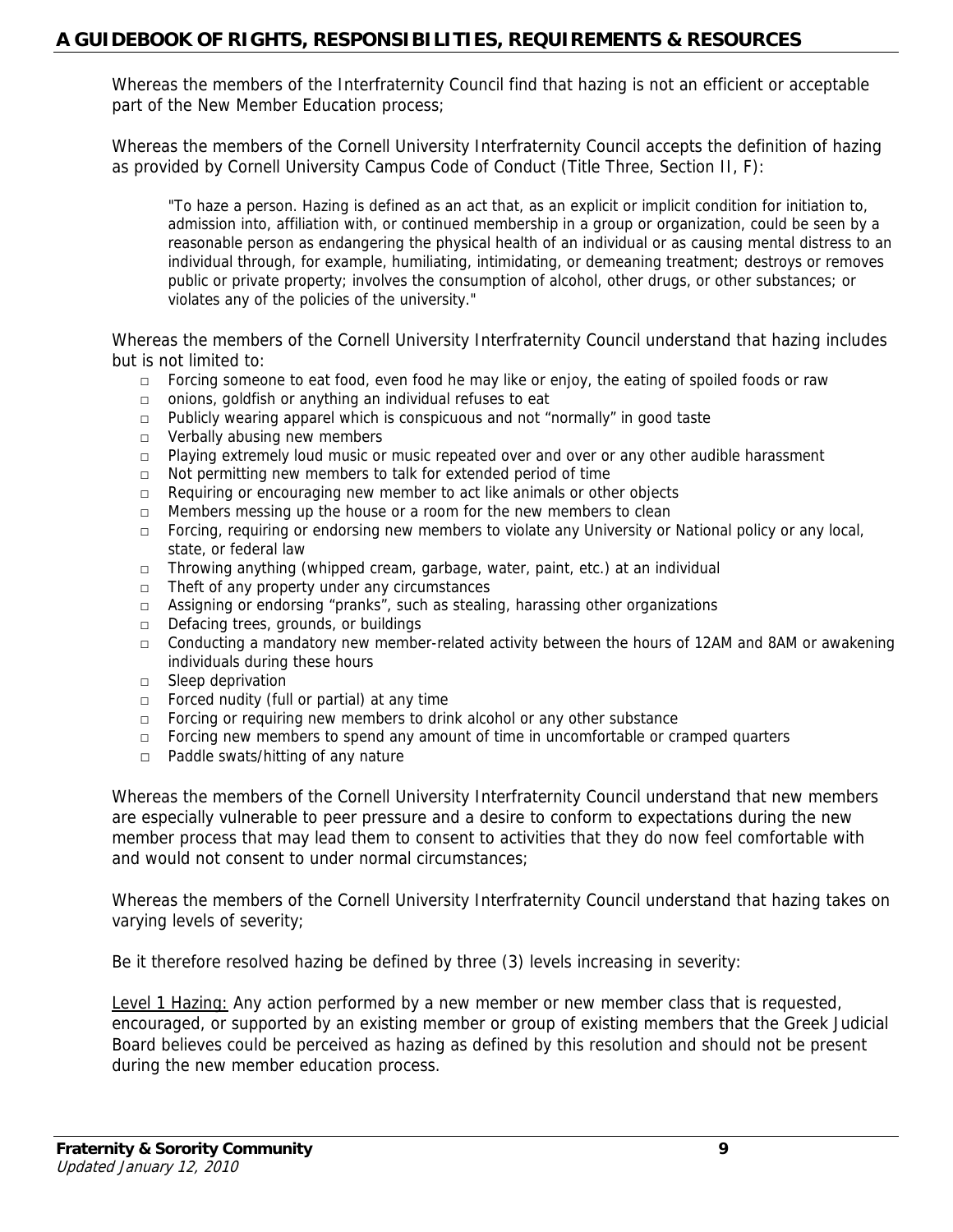Whereas the members of the Interfraternity Council find that hazing is not an efficient or acceptable part of the New Member Education process;

Whereas the members of the Cornell University Interfraternity Council accepts the definition of hazing as provided by Cornell University Campus Code of Conduct (Title Three, Section II, F):

> "To haze a person. Hazing is defined as an act that, as an explicit or implicit condition for initiation to, admission into, affiliation with, or continued membership in a group or organization, could be seen by a reasonable person as endangering the physical health of an individual or as causing mental distress to an individual through, for example, humiliating, intimidating, or demeaning treatment; destroys or removes public or private property; involves the consumption of alcohol, other drugs, or other substances; or violates any of the policies of the university."

Whereas the members of the Cornell University Interfraternity Council understand that hazing includes but is not limited to:

- Forcing someone to eat food, even food he may like or enjoy, the eating of spoiled foods or raw
- onions, goldfish or anything an individual refuses to eat
- Publicly wearing apparel which is conspicuous and not "normally" in good taste
- Verbally abusing new members
- Playing extremely loud music or music repeated over and over or any other audible harassment
- Not permitting new members to talk for extended period of time
- Requiring or encouraging new member to act like animals or other objects
- Members messing up the house or a room for the new members to clean
- Forcing, requiring or endorsing new members to violate any University or National policy or any local, state, or federal law
- Throwing anything (whipped cream, garbage, water, paint, etc.) at an individual
- Theft of any property under any circumstances
- Assigning or endorsing "pranks", such as stealing, harassing other organizations
- Defacing trees, grounds, or buildings
- Conducting a mandatory new member-related activity between the hours of 12AM and 8AM or awakening individuals during these hours
- Sleep deprivation
- Forced nudity (full or partial) at any time
- Forcing or requiring new members to drink alcohol or any other substance
- Forcing new members to spend any amount of time in uncomfortable or cramped quarters
- Paddle swats/hitting of any nature

Whereas the members of the Cornell University Interfraternity Council understand that new members are especially vulnerable to peer pressure and a desire to conform to expectations during the new member process that may lead them to consent to activities that they do now feel comfortable with and would not consent to under normal circumstances;

Whereas the members of the Cornell University Interfraternity Council understand that hazing takes on varying levels of severity;

Be it therefore resolved hazing be defined by three (3) levels increasing in severity:

Level 1 Hazing: Any action performed by a new member or new member class that is requested, encouraged, or supported by an existing member or group of existing members that the Greek Judicial Board believes could be perceived as hazing as defined by this resolution and should not be present during the new member education process.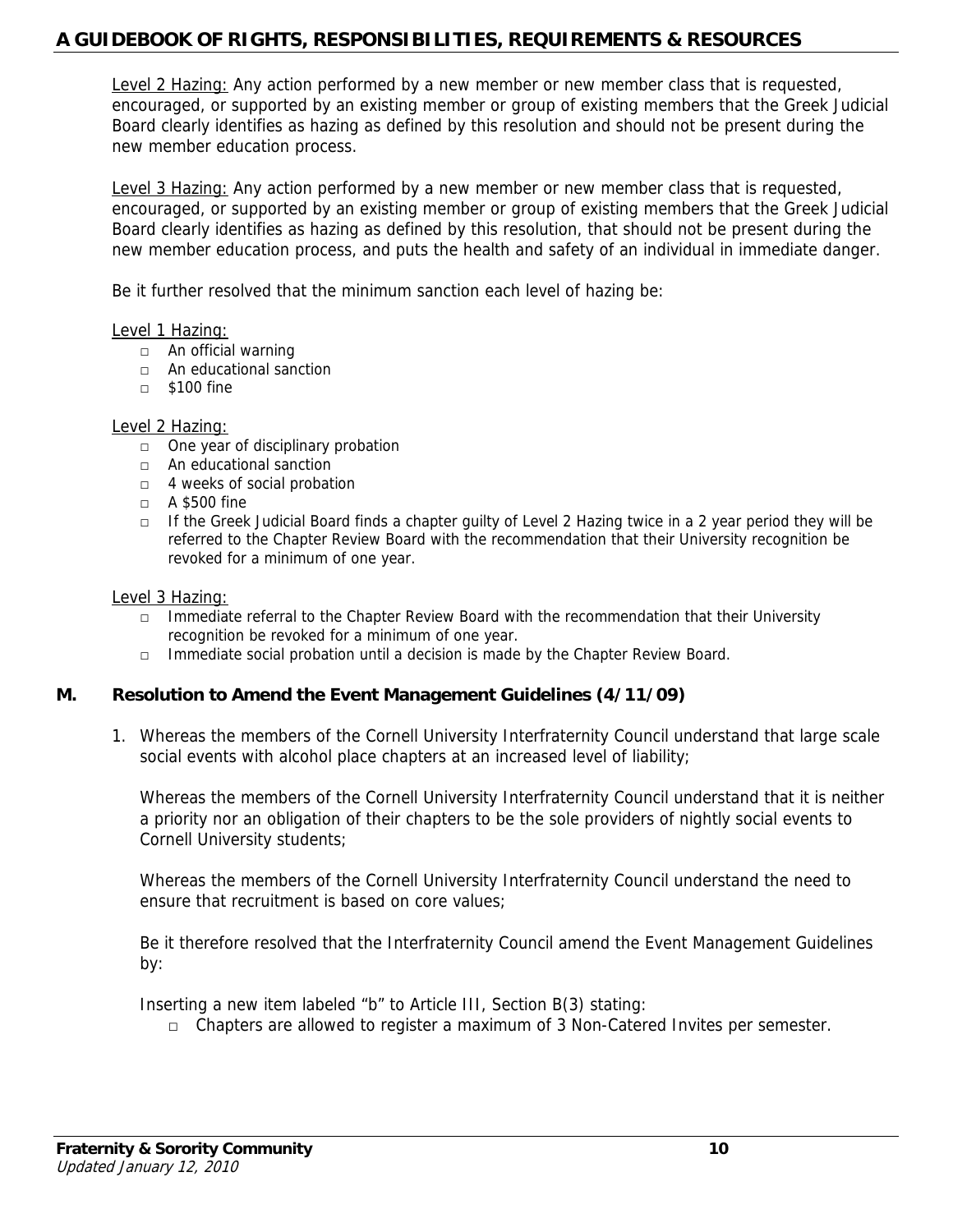<u>Level 2 Hazing:</u> Any action performed by a new member or new member class that is requested, encouraged, or supported by an existing member or group of existing members that the Greek Judicial Board clearly identifies as hazing as defined by this resolution and should not be present during the new member education process.

<u>Level 3 Hazing:</u> Any action performed by a new member or new member class that is requested, encouraged, or supported by an existing member or group of existing members that the Greek Judicial Board clearly identifies as hazing as defined by this resolution, that should not be present during the new member education process, and puts the health and safety of an individual in immediate danger.

Be it further resolved that the minimum sanction each level of hazing be:

<u>Level 1 Hazing:</u>

- An official warning
- An educational sanction
- $100 fine

<u>Level 2 Hazing:</u>

- One year of disciplinary probation
- An educational sanction
- 4 weeks of social probation
- A $500 fine
- If the Greek Judicial Board finds a chapter guilty of Level 2 Hazing twice in a 2 year period they will be referred to the Chapter Review Board with the recommendation that their University recognition be revoked for a minimum of one year.

<u>Level 3 Hazing:</u>

- Immediate referral to the Chapter Review Board with the recommendation that their University recognition be revoked for a minimum of one year.
- Immediate social probation until a decision is made by the Chapter Review Board.

### M. Resolution to Amend the Event Management Guidelines (4/11/09)

1. Whereas the members of the Cornell University Interfraternity Council understand that large scale social events with alcohol place chapters at an increased level of liability;

   Whereas the members of the Cornell University Interfraternity Council understand that it is neither a priority nor an obligation of their chapters to be the sole providers of nightly social events to Cornell University students;

   Whereas the members of the Cornell University Interfraternity Council understand the need to ensure that recruitment is based on core values;

   Be it therefore resolved that the Interfraternity Council amend the Event Management Guidelines by:

   Inserting a new item labeled "b" to Article III, Section B(3) stating:

   - Chapters are allowed to register a maximum of 3 Non-Catered Invites per semester.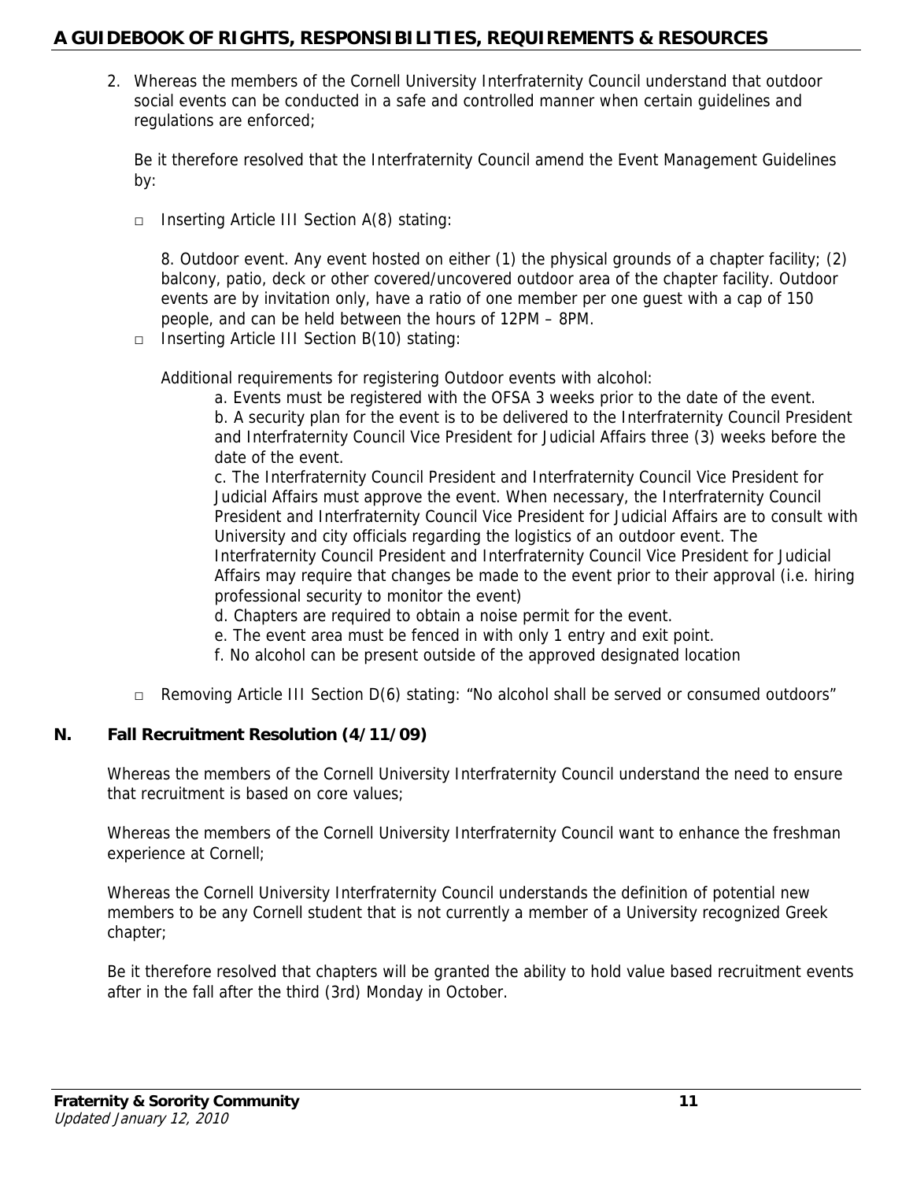2. Whereas the members of the Cornell University Interfraternity Council understand that outdoor social events can be conducted in a safe and controlled manner when certain guidelines and regulations are enforced;

   Be it therefore resolved that the Interfraternity Council amend the Event Management Guidelines by:

   - Inserting Article III Section A(8) stating:

     8. Outdoor event. Any event hosted on either (1) the physical grounds of a chapter facility; (2) balcony, patio, deck or other covered/uncovered outdoor area of the chapter facility. Outdoor events are by invitation only, have a ratio of one member per one guest with a cap of 150 people, and can be held between the hours of 12PM – 8PM.

   - Inserting Article III Section B(10) stating:

     Additional requirements for registering Outdoor events with alcohol:

     a. Events must be registered with the OFSA 3 weeks prior to the date of the event.
     b. A security plan for the event is to be delivered to the Interfraternity Council President and Interfraternity Council Vice President for Judicial Affairs three (3) weeks before the date of the event.
     c. The Interfraternity Council President and Interfraternity Council Vice President for Judicial Affairs must approve the event. When necessary, the Interfraternity Council President and Interfraternity Council Vice President for Judicial Affairs are to consult with University and city officials regarding the logistics of an outdoor event. The Interfraternity Council President and Interfraternity Council Vice President for Judicial Affairs may require that changes be made to the event prior to their approval (i.e. hiring professional security to monitor the event)
     d. Chapters are required to obtain a noise permit for the event.
     e. The event area must be fenced in with only 1 entry and exit point.
     f. No alcohol can be present outside of the approved designated location

   - Removing Article III Section D(6) stating: "No alcohol shall be served or consumed outdoors"

## N. Fall Recruitment Resolution (4/11/09)

Whereas the members of the Cornell University Interfraternity Council understand the need to ensure that recruitment is based on core values;

Whereas the members of the Cornell University Interfraternity Council want to enhance the freshman experience at Cornell;

Whereas the Cornell University Interfraternity Council understands the definition of potential new members to be any Cornell student that is not currently a member of a University recognized Greek chapter;

Be it therefore resolved that chapters will be granted the ability to hold value based recruitment events after in the fall after the third (3rd) Monday in October.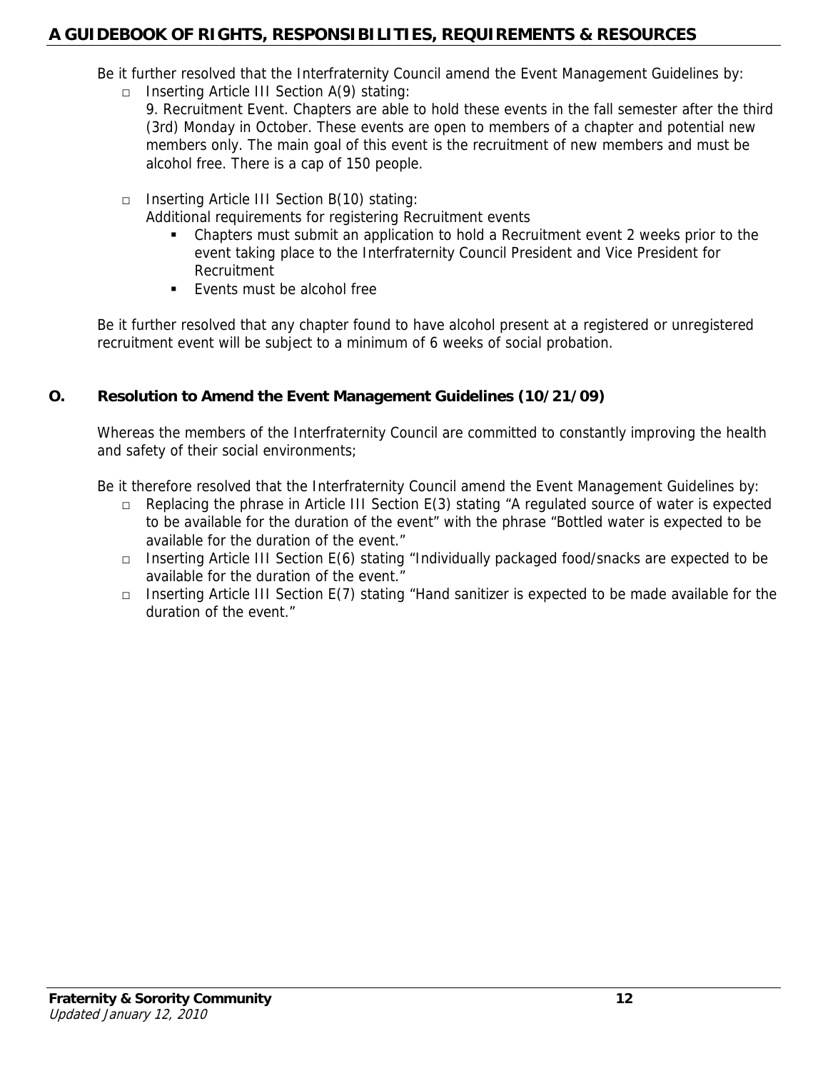Be it further resolved that the Interfraternity Council amend the Event Management Guidelines by:

- Inserting Article III Section A(9) stating:
  9. Recruitment Event. Chapters are able to hold these events in the fall semester after the third (3rd) Monday in October. These events are open to members of a chapter and potential new members only. The main goal of this event is the recruitment of new members and must be alcohol free. There is a cap of 150 people.

- Inserting Article III Section B(10) stating:
  Additional requirements for registering Recruitment events
  - Chapters must submit an application to hold a Recruitment event 2 weeks prior to the event taking place to the Interfraternity Council President and Vice President for Recruitment
  - Events must be alcohol free

Be it further resolved that any chapter found to have alcohol present at a registered or unregistered recruitment event will be subject to a minimum of 6 weeks of social probation.

## O. Resolution to Amend the Event Management Guidelines (10/21/09)

Whereas the members of the Interfraternity Council are committed to constantly improving the health and safety of their social environments;

Be it therefore resolved that the Interfraternity Council amend the Event Management Guidelines by:

- Replacing the phrase in Article III Section E(3) stating "A regulated source of water is expected to be available for the duration of the event" with the phrase "Bottled water is expected to be available for the duration of the event."
- Inserting Article III Section E(6) stating "Individually packaged food/snacks are expected to be available for the duration of the event."
- Inserting Article III Section E(7) stating "Hand sanitizer is expected to be made available for the duration of the event."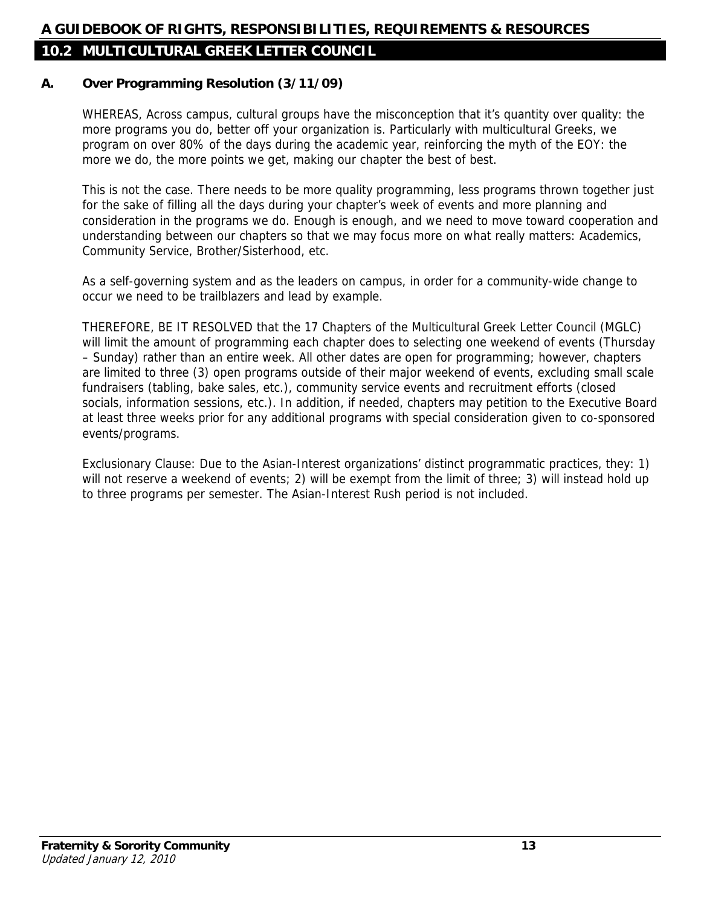## 10.2 MULTICULTURAL GREEK LETTER COUNCIL

### A. Over Programming Resolution (3/11/09)

WHEREAS, Across campus, cultural groups have the misconception that it's quantity over quality: the more programs you do, better off your organization is. Particularly with multicultural Greeks, we program on over 80% of the days during the academic year, reinforcing the myth of the EOY: the more we do, the more points we get, making our chapter the best of best.

This is not the case. There needs to be more quality programming, less programs thrown together just for the sake of filling all the days during your chapter's week of events and more planning and consideration in the programs we do. Enough is enough, and we need to move toward cooperation and understanding between our chapters so that we may focus more on what really matters: Academics, Community Service, Brother/Sisterhood, etc.

As a self-governing system and as the leaders on campus, in order for a community-wide change to occur we need to be trailblazers and lead by example.

THEREFORE, BE IT RESOLVED that the 17 Chapters of the Multicultural Greek Letter Council (MGLC) will limit the amount of programming each chapter does to selecting one weekend of events (Thursday – Sunday) rather than an entire week. All other dates are open for programming; however, chapters are limited to three (3) open programs outside of their major weekend of events, excluding small scale fundraisers (tabling, bake sales, etc.), community service events and recruitment efforts (closed socials, information sessions, etc.). In addition, if needed, chapters may petition to the Executive Board at least three weeks prior for any additional programs with special consideration given to co-sponsored events/programs.

Exclusionary Clause: Due to the Asian-Interest organizations' distinct programmatic practices, they: 1) will not reserve a weekend of events; 2) will be exempt from the limit of three; 3) will instead hold up to three programs per semester. The Asian-Interest Rush period is not included.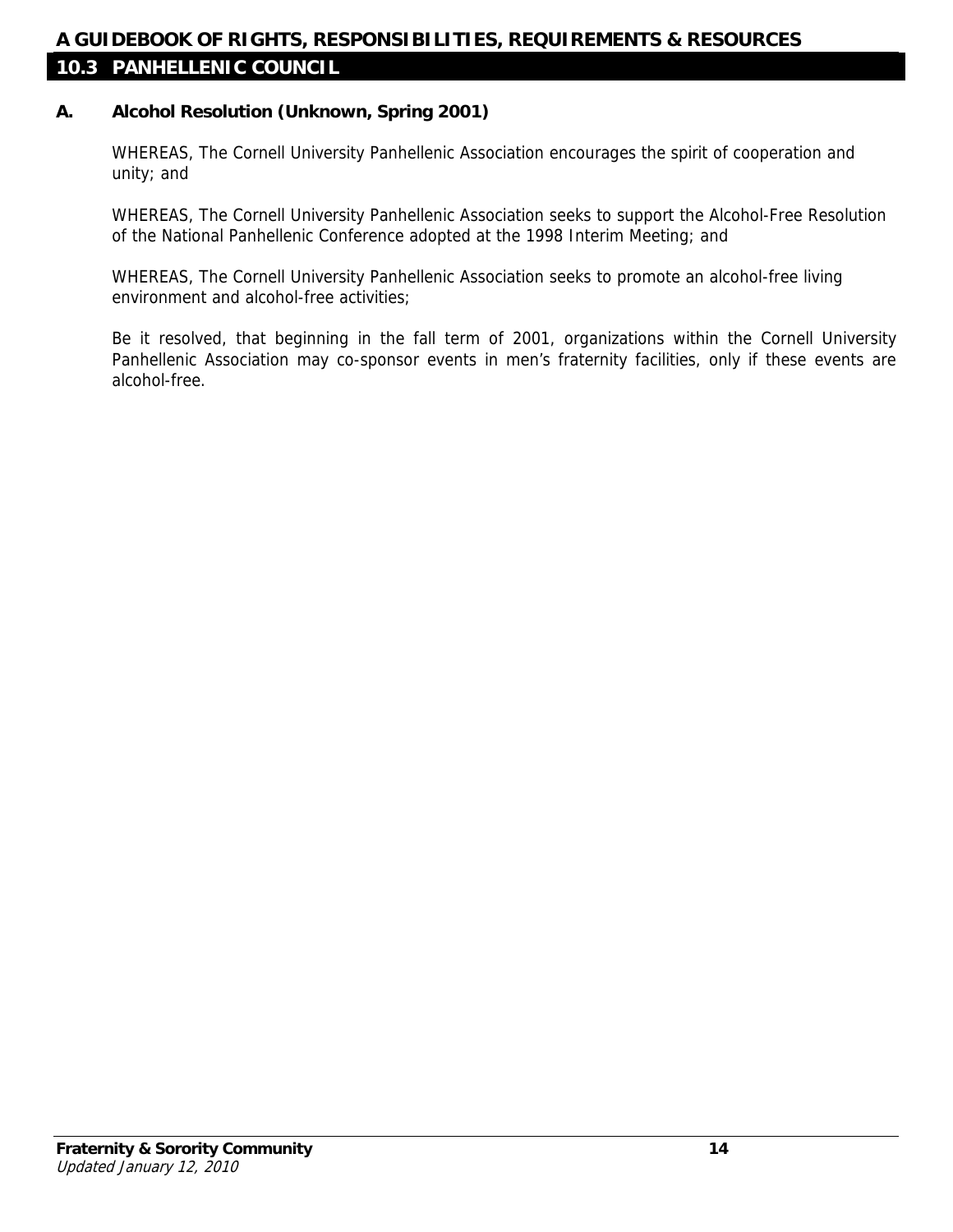## 10.3 PANHELLENIC COUNCIL

### A. Alcohol Resolution (Unknown, Spring 2001)

WHEREAS, The Cornell University Panhellenic Association encourages the spirit of cooperation and unity; and

WHEREAS, The Cornell University Panhellenic Association seeks to support the Alcohol-Free Resolution of the National Panhellenic Conference adopted at the 1998 Interim Meeting; and

WHEREAS, The Cornell University Panhellenic Association seeks to promote an alcohol-free living environment and alcohol-free activities;

Be it resolved, that beginning in the fall term of 2001, organizations within the Cornell University Panhellenic Association may co-sponsor events in men's fraternity facilities, only if these events are alcohol-free.